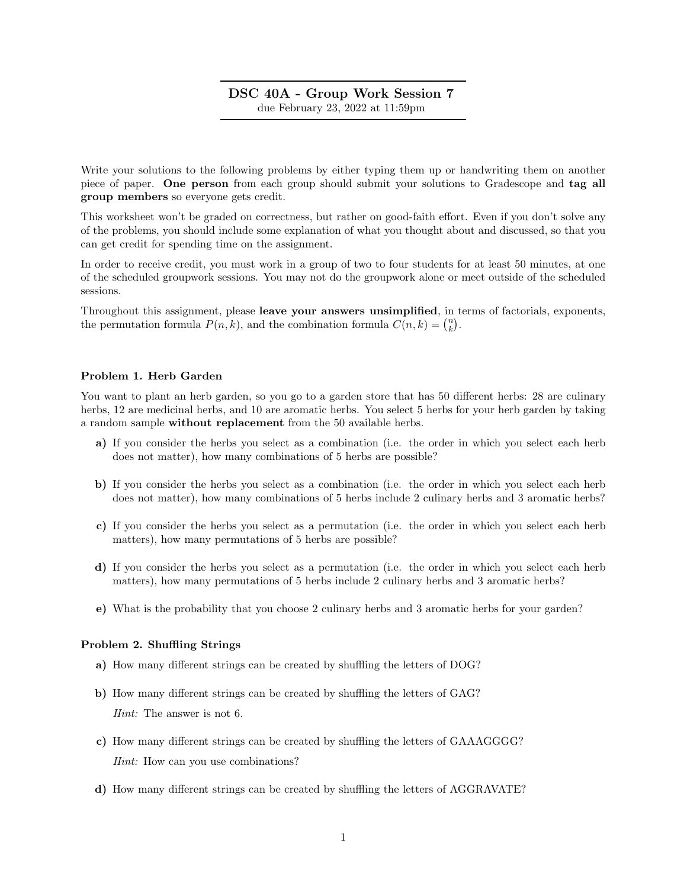# DSC 40A - Group Work Session 7

due February 23, 2022 at 11:59pm

Write your solutions to the following problems by either typing them up or handwriting them on another piece of paper. **One person** from each group should submit your solutions to Gradescope and **tag all group members** so everyone gets credit.

This worksheet won't be graded on correctness, but rather on good-faith effort. Even if you don't solve any of the problems, you should include some explanation of what you thought about and discussed, so that you can get credit for spending time on the assignment.

In order to receive credit, you must work in a group of two to four students for at least 50 minutes, at one of the scheduled groupwork sessions. You may not do the groupwork alone or meet outside of the scheduled sessions.

Throughout this assignment, please **leave your answers unsimplified**, in terms of factorials, exponents, the permutation formula $P(n, k)$, and the combination formula $C(n, k) = \binom{n}{k}$.

### Problem 1. Herb Garden

You want to plant an herb garden, so you go to a garden store that has 50 different herbs: 28 are culinary herbs, 12 are medicinal herbs, and 10 are aromatic herbs. You select 5 herbs for your herb garden by taking a random sample **without replacement** from the 50 available herbs.

**a)** If you consider the herbs you select as a combination (i.e. the order in which you select each herb does not matter), how many combinations of 5 herbs are possible?

**b)** If you consider the herbs you select as a combination (i.e. the order in which you select each herb does not matter), how many combinations of 5 herbs include 2 culinary herbs and 3 aromatic herbs?

**c)** If you consider the herbs you select as a permutation (i.e. the order in which you select each herb matters), how many permutations of 5 herbs are possible?

**d)** If you consider the herbs you select as a permutation (i.e. the order in which you select each herb matters), how many permutations of 5 herbs include 2 culinary herbs and 3 aromatic herbs?

**e)** What is the probability that you choose 2 culinary herbs and 3 aromatic herbs for your garden?

### Problem 2. Shuffling Strings

**a)** How many different strings can be created by shuffling the letters of DOG?

**b)** How many different strings can be created by shuffling the letters of GAG?

*Hint:* The answer is not 6.

**c)** How many different strings can be created by shuffling the letters of GAAAGGGG?

*Hint:* How can you use combinations?

**d)** How many different strings can be created by shuffling the letters of AGGRAVATE?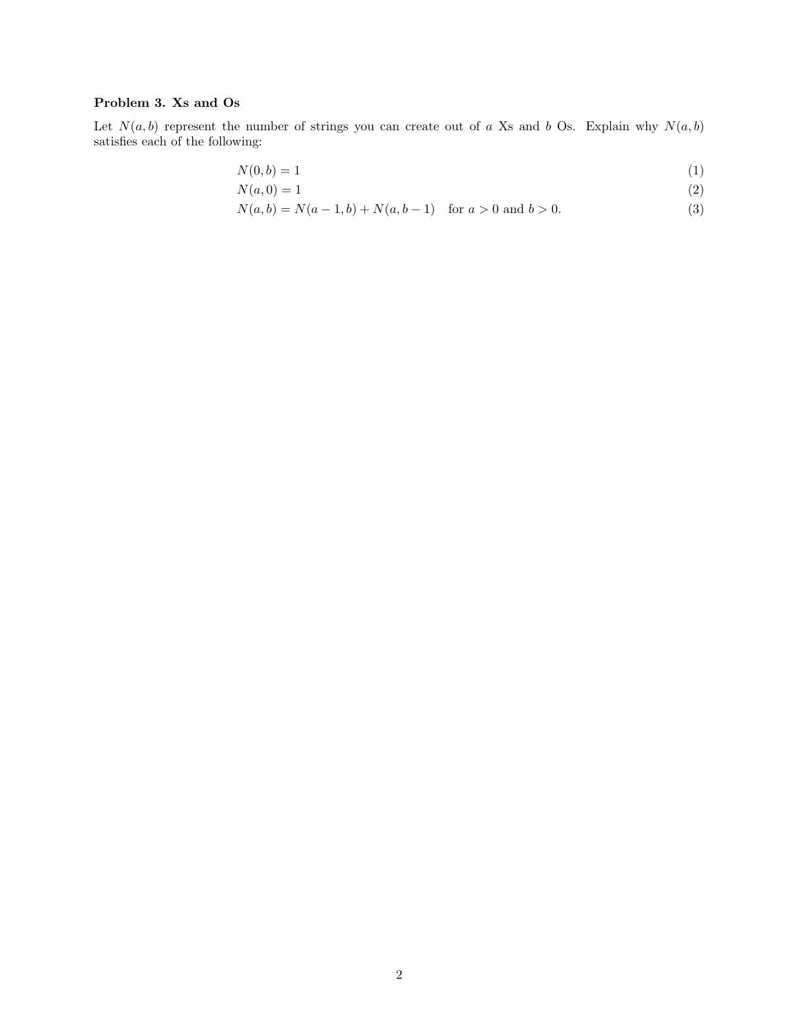### Problem 3. Xs and Os

Let $N(a, b)$ represent the number of strings you can create out of $a$ Xs and $b$ Os. Explain why $N(a, b)$ satisfies each of the following:

$$N(0, b) = 1 \tag{1}$$

$$N(a, 0) = 1 \tag{2}$$

$$N(a, b) = N(a - 1, b) + N(a, b - 1) \quad \text{for } a > 0 \text{ and } b > 0. \tag{3}$$